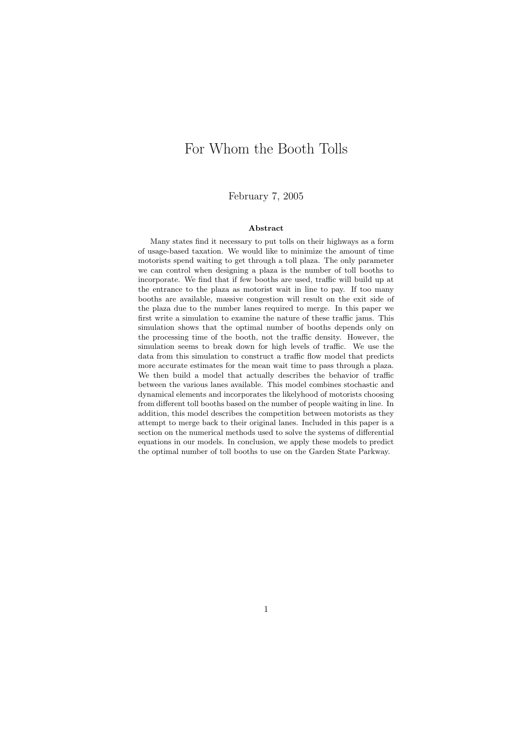# For Whom the Booth Tolls

February 7, 2005

**Abstract**

Many states find it necessary to put tolls on their highways as a form of usage-based taxation. We would like to minimize the amount of time motorists spend waiting to get through a toll plaza. The only parameter we can control when designing a plaza is the number of toll booths to incorporate. We find that if few booths are used, traffic will build up at the entrance to the plaza as motorist wait in line to pay. If too many booths are available, massive congestion will result on the exit side of the plaza due to the number lanes required to merge. In this paper we first write a simulation to examine the nature of these traffic jams. This simulation shows that the optimal number of booths depends only on the processing time of the booth, not the traffic density. However, the simulation seems to break down for high levels of traffic. We use the data from this simulation to construct a traffic flow model that predicts more accurate estimates for the mean wait time to pass through a plaza. We then build a model that actually describes the behavior of traffic between the various lanes available. This model combines stochastic and dynamical elements and incorporates the likelyhood of motorists choosing from different toll booths based on the number of people waiting in line. In addition, this model describes the competition between motorists as they attempt to merge back to their original lanes. Included in this paper is a section on the numerical methods used to solve the systems of differential equations in our models. In conclusion, we apply these models to predict the optimal number of toll booths to use on the Garden State Parkway.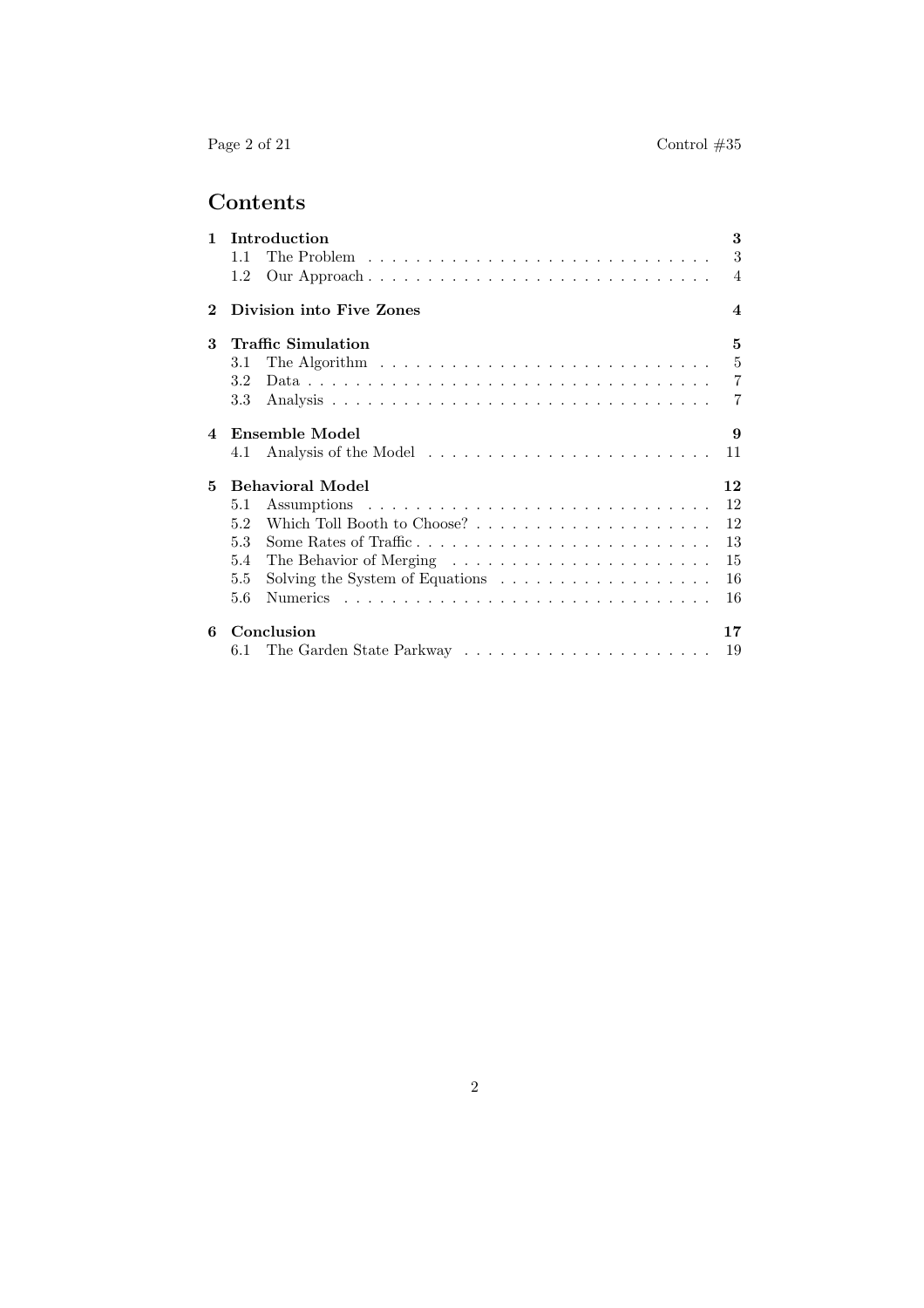# Contents

1 Introduction 3
  - 1.1 The Problem 3
  - 1.2 Our Approach 4

2 Division into Five Zones 4

3 Traffic Simulation 5
  - 3.1 The Algorithm 5
  - 3.2 Data 7
  - 3.3 Analysis 7

4 Ensemble Model 9
  - 4.1 Analysis of the Model 11

5 Behavioral Model 12
  - 5.1 Assumptions 12
  - 5.2 Which Toll Booth to Choose? 12
  - 5.3 Some Rates of Traffic 13
  - 5.4 The Behavior of Merging 15
  - 5.5 Solving the System of Equations 16
  - 5.6 Numerics 16

6 Conclusion 17
  - 6.1 The Garden State Parkway 19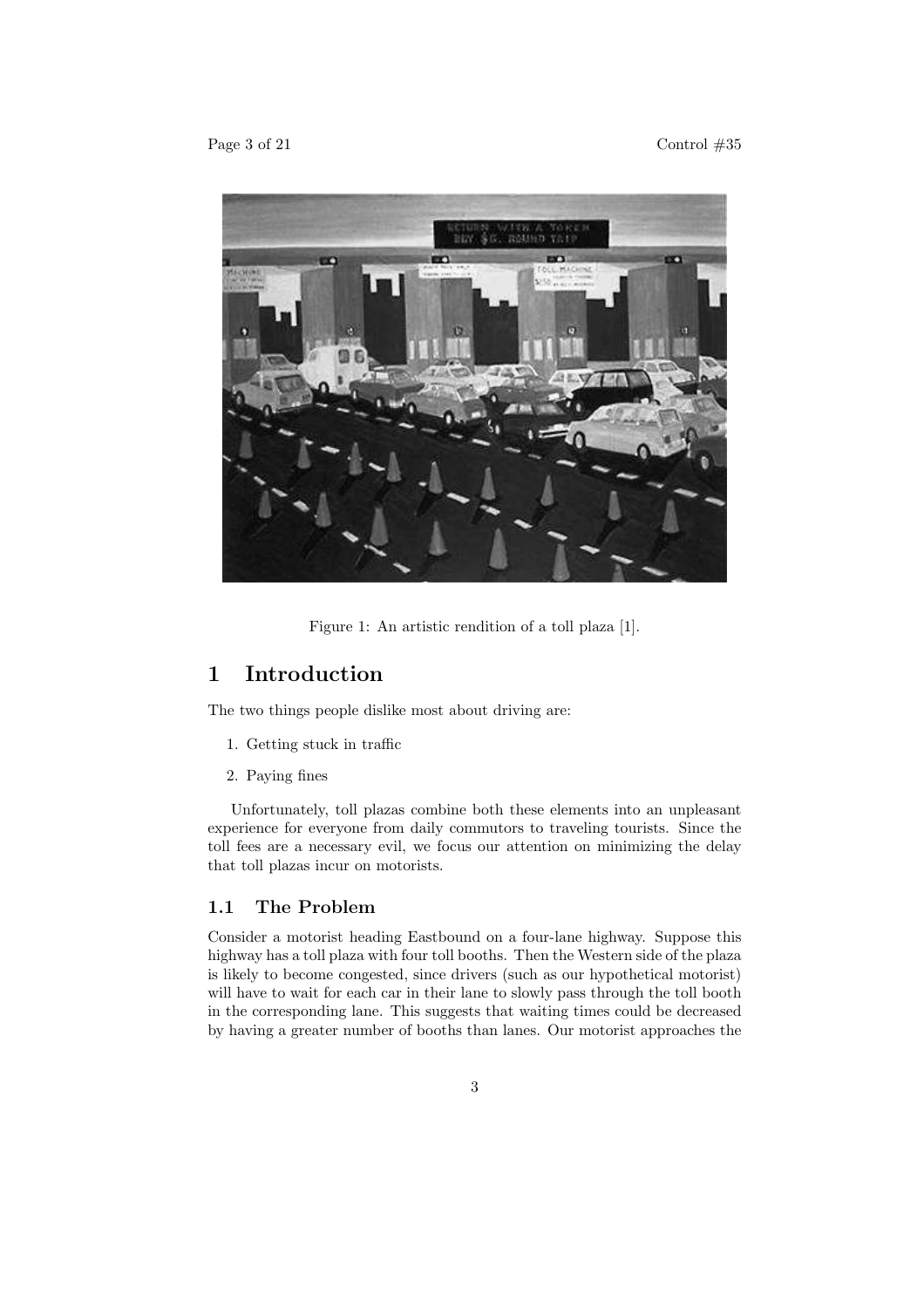Figure 1: An artistic rendition of a toll plaza [1].

# 1 Introduction

The two things people dislike most about driving are:

1. Getting stuck in traffic
2. Paying fines

Unfortunately, toll plazas combine both these elements into an unpleasant experience for everyone from daily commutors to traveling tourists. Since the toll fees are a necessary evil, we focus our attention on minimizing the delay that toll plazas incur on motorists.

## 1.1 The Problem

Consider a motorist heading Eastbound on a four-lane highway. Suppose this highway has a toll plaza with four toll booths. Then the Western side of the plaza is likely to become congested, since drivers (such as our hypothetical motorist) will have to wait for each car in their lane to slowly pass through the toll booth in the corresponding lane. This suggests that waiting times could be decreased by having a greater number of booths than lanes. Our motorist approaches the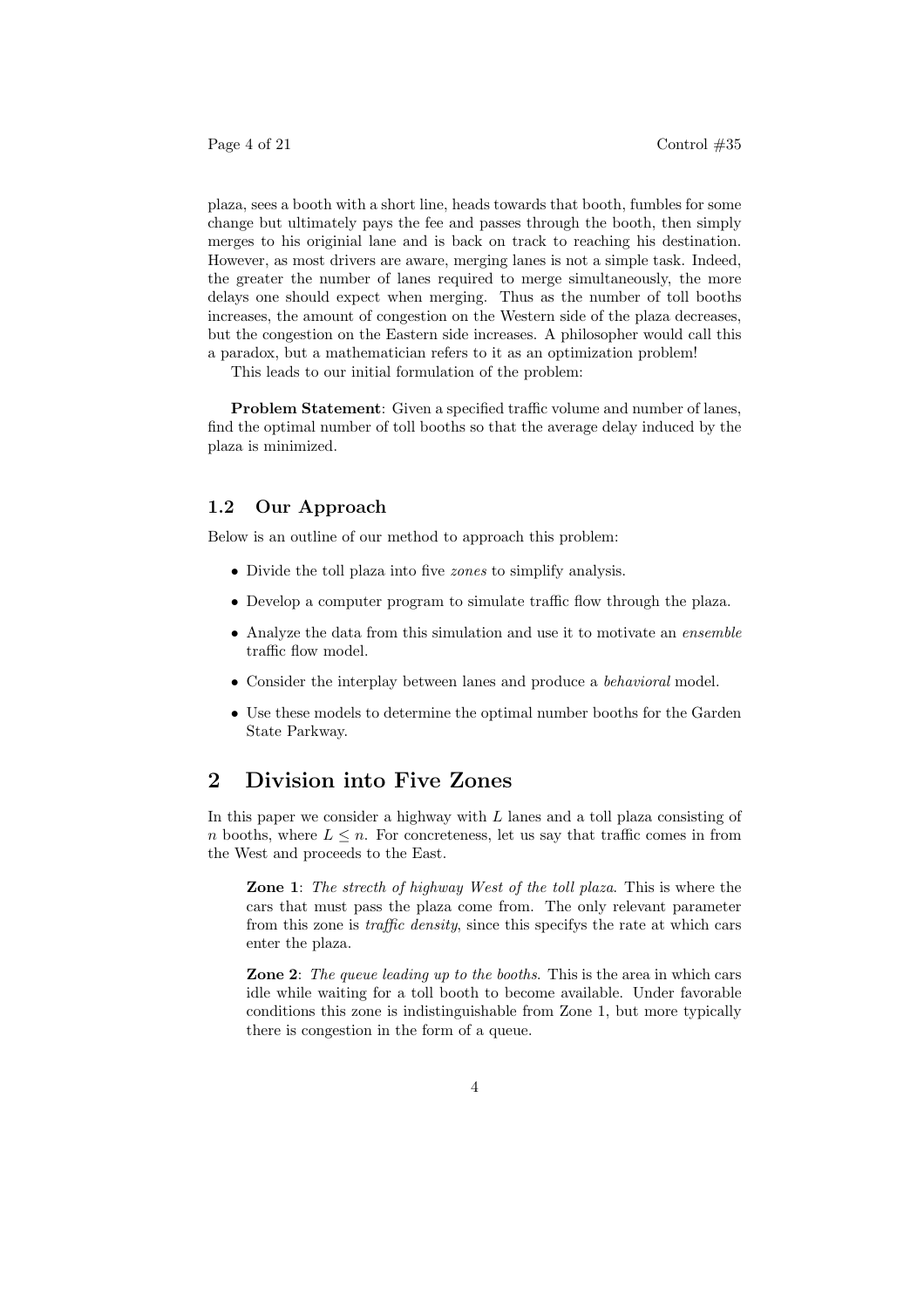plaza, sees a booth with a short line, heads towards that booth, fumbles for some change but ultimately pays the fee and passes through the booth, then simply merges to his originial lane and is back on track to reaching his destination. However, as most drivers are aware, merging lanes is not a simple task. Indeed, the greater the number of lanes required to merge simultaneously, the more delays one should expect when merging. Thus as the number of toll booths increases, the amount of congestion on the Western side of the plaza decreases, but the congestion on the Eastern side increases. A philosopher would call this a paradox, but a mathematician refers to it as an optimization problem!

This leads to our initial formulation of the problem:

**Problem Statement**: Given a specified traffic volume and number of lanes, find the optimal number of toll booths so that the average delay induced by the plaza is minimized.

### 1.2 Our Approach

Below is an outline of our method to approach this problem:

- Divide the toll plaza into five *zones* to simplify analysis.
- Develop a computer program to simulate traffic flow through the plaza.
- Analyze the data from this simulation and use it to motivate an *ensemble* traffic flow model.
- Consider the interplay between lanes and produce a *behavioral* model.
- Use these models to determine the optimal number booths for the Garden State Parkway.

## 2 Division into Five Zones

In this paper we consider a highway with $L$ lanes and a toll plaza consisting of $n$ booths, where $L \leq n$. For concreteness, let us say that traffic comes in from the West and proceeds to the East.

**Zone 1**: *The strecth of highway West of the toll plaza*. This is where the cars that must pass the plaza come from. The only relevant parameter from this zone is *traffic density*, since this specifys the rate at which cars enter the plaza.

**Zone 2**: *The queue leading up to the booths*. This is the area in which cars idle while waiting for a toll booth to become available. Under favorable conditions this zone is indistinguishable from Zone 1, but more typically there is congestion in the form of a queue.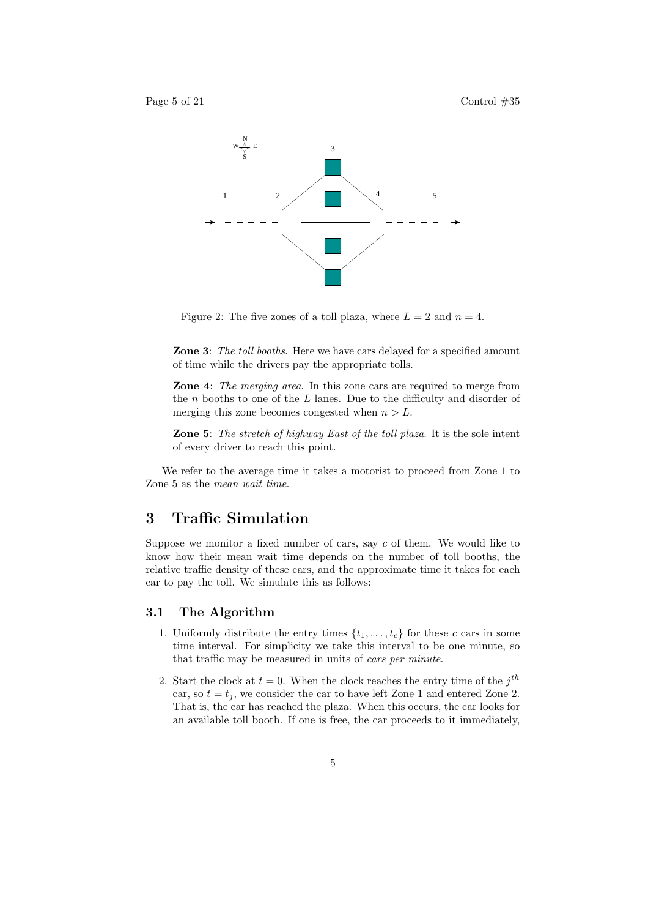N
W E
S

3

1 2 4 5

Figure 2: The five zones of a toll plaza, where $L = 2$ and $n = 4$.

**Zone 3**: *The toll booths*. Here we have cars delayed for a specified amount of time while the drivers pay the appropriate tolls.

**Zone 4**: *The merging area*. In this zone cars are required to merge from the $n$ booths to one of the $L$ lanes. Due to the difficulty and disorder of merging this zone becomes congested when $n > L$.

**Zone 5**: *The stretch of highway East of the toll plaza*. It is the sole intent of every driver to reach this point.

We refer to the average time it takes a motorist to proceed from Zone 1 to Zone 5 as the *mean wait time*.

## 3 Traffic Simulation

Suppose we monitor a fixed number of cars, say $c$ of them. We would like to know how their mean wait time depends on the number of toll booths, the relative traffic density of these cars, and the approximate time it takes for each car to pay the toll. We simulate this as follows:

### 3.1 The Algorithm

1. Uniformly distribute the entry times $\{t_1, \ldots, t_c\}$ for these $c$ cars in some time interval. For simplicity we take this interval to be one minute, so that traffic may be measured in units of *cars per minute*.

2. Start the clock at $t = 0$. When the clock reaches the entry time of the $j^{th}$ car, so $t = t_j$, we consider the car to have left Zone 1 and entered Zone 2. That is, the car has reached the plaza. When this occurs, the car looks for an available toll booth. If one is free, the car proceeds to it immediately,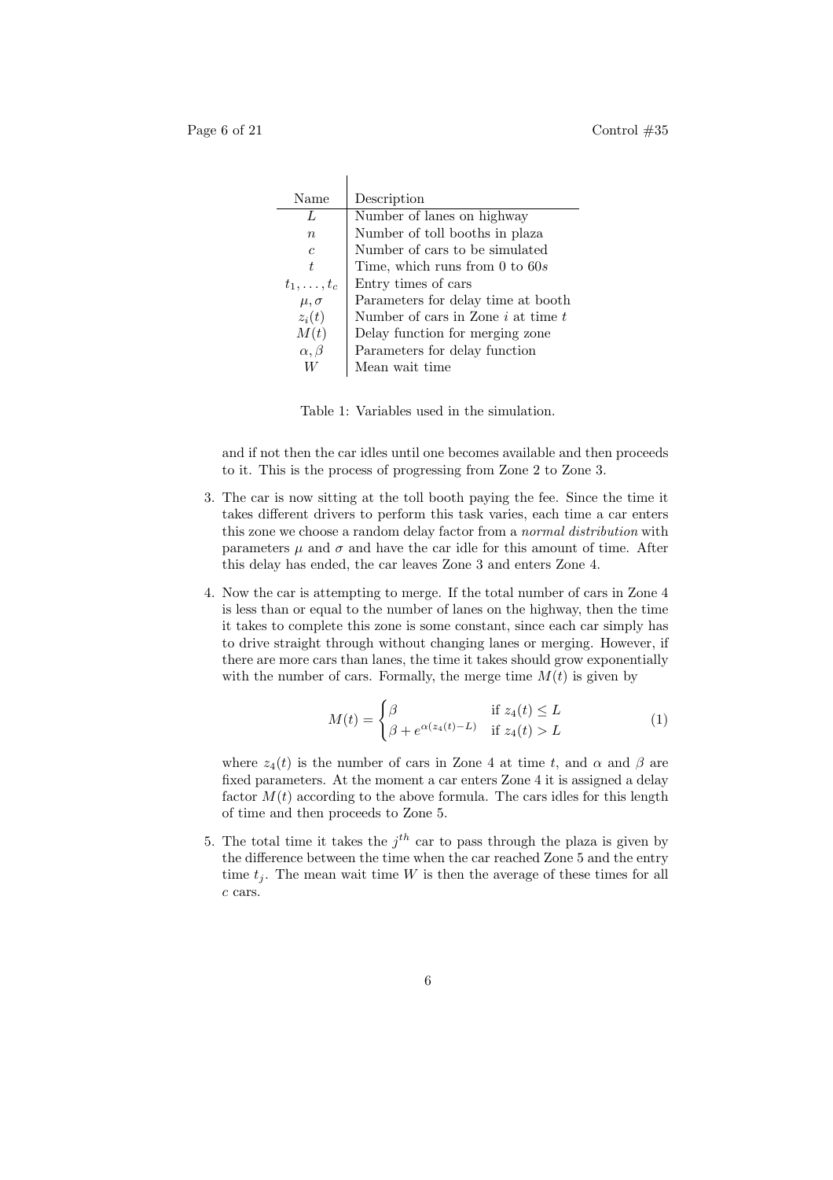| Name | Description |
|---|---|
| $L$ | Number of lanes on highway |
| $n$ | Number of toll booths in plaza |
| $c$ | Number of cars to be simulated |
| $t$ | Time, which runs from 0 to $60s$ |
| $t_1, \ldots, t_c$ | Entry times of cars |
| $\mu, \sigma$ | Parameters for delay time at booth |
| $z_i(t)$ | Number of cars in Zone $i$ at time $t$ |
| $M(t)$ | Delay function for merging zone |
| $\alpha, \beta$ | Parameters for delay function |
| $W$ | Mean wait time |

Table 1: Variables used in the simulation.

and if not then the car idles until one becomes available and then proceeds to it. This is the process of progressing from Zone 2 to Zone 3.

3. The car is now sitting at the toll booth paying the fee. Since the time it takes different drivers to perform this task varies, each time a car enters this zone we choose a random delay factor from a *normal distribution* with parameters $\mu$ and $\sigma$ and have the car idle for this amount of time. After this delay has ended, the car leaves Zone 3 and enters Zone 4.

4. Now the car is attempting to merge. If the total number of cars in Zone 4 is less than or equal to the number of lanes on the highway, then the time it takes to complete this zone is some constant, since each car simply has to drive straight through without changing lanes or merging. However, if there are more cars than lanes, the time it takes should grow exponentially with the number of cars. Formally, the merge time $M(t)$ is given by

$$M(t) = \begin{cases} \beta & \text{if } z_4(t) \leq L \\ \beta + e^{\alpha(z_4(t) - L)} & \text{if } z_4(t) > L \end{cases} \tag{1}$$

where $z_4(t)$ is the number of cars in Zone 4 at time $t$, and $\alpha$ and $\beta$ are fixed parameters. At the moment a car enters Zone 4 it is assigned a delay factor $M(t)$ according to the above formula. The cars idles for this length of time and then proceeds to Zone 5.

5. The total time it takes the $j^{th}$ car to pass through the plaza is given by the difference between the time when the car reached Zone 5 and the entry time $t_j$. The mean wait time $W$ is then the average of these times for all $c$ cars.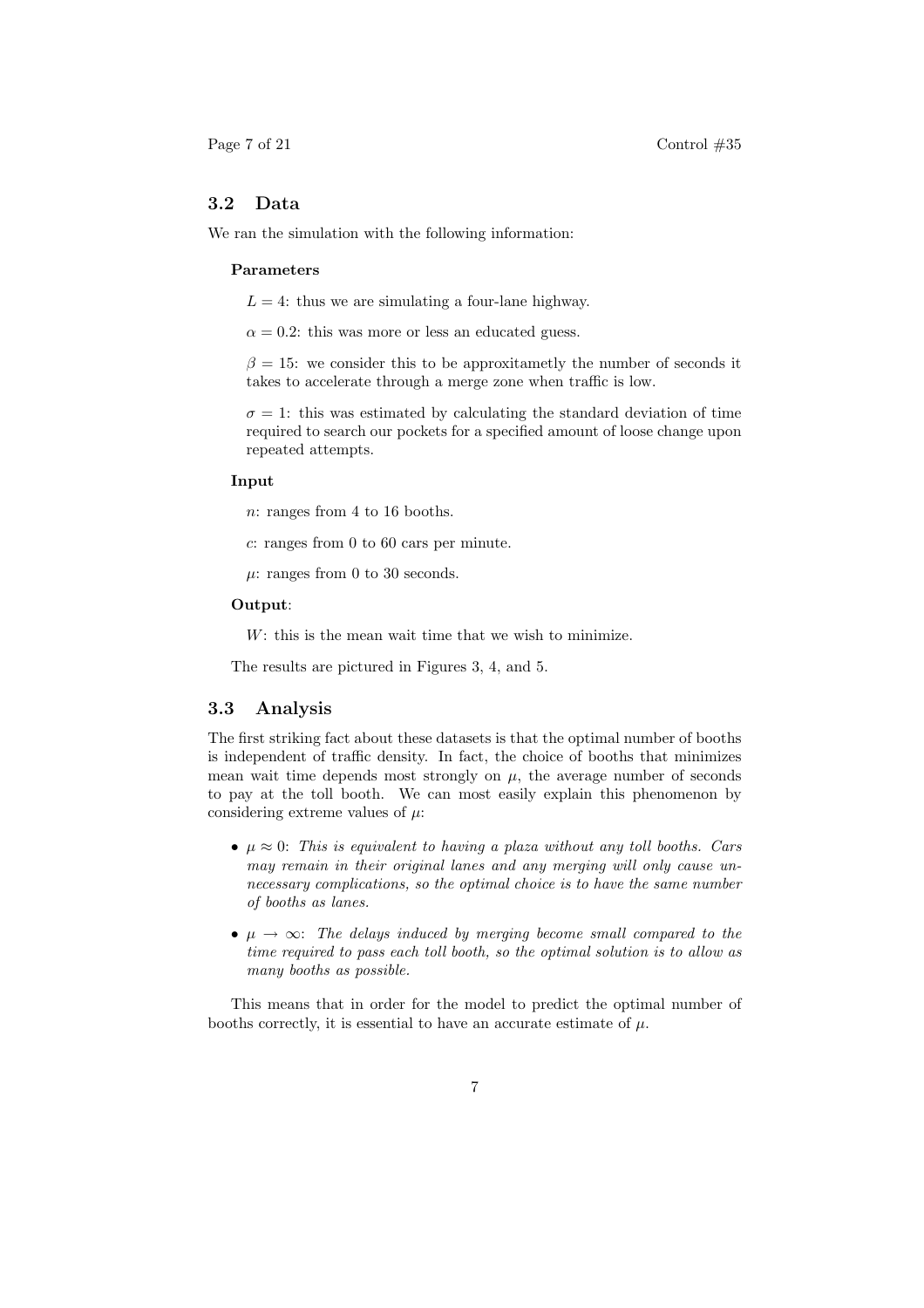## 3.2 Data

We ran the simulation with the following information:

**Parameters**

$L = 4$: thus we are simulating a four-lane highway.

$\alpha = 0.2$: this was more or less an educated guess.

$\beta = 15$: we consider this to be approxitametly the number of seconds it takes to accelerate through a merge zone when traffic is low.

$\sigma = 1$: this was estimated by calculating the standard deviation of time required to search our pockets for a specified amount of loose change upon repeated attempts.

**Input**

$n$: ranges from 4 to 16 booths.

$c$: ranges from 0 to 60 cars per minute.

$\mu$: ranges from 0 to 30 seconds.

**Output**:

$W$: this is the mean wait time that we wish to minimize.

The results are pictured in Figures 3, 4, and 5.

## 3.3 Analysis

The first striking fact about these datasets is that the optimal number of booths is independent of traffic density. In fact, the choice of booths that minimizes mean wait time depends most strongly on $\mu$, the average number of seconds to pay at the toll booth. We can most easily explain this phenomenon by considering extreme values of $\mu$:

- $\mu \approx 0$: *This is equivalent to having a plaza without any toll booths. Cars may remain in their original lanes and any merging will only cause unnecessary complications, so the optimal choice is to have the same number of booths as lanes.*
- $\mu \to \infty$: *The delays induced by merging become small compared to the time required to pass each toll booth, so the optimal solution is to allow as many booths as possible.*

This means that in order for the model to predict the optimal number of booths correctly, it is essential to have an accurate estimate of $\mu$.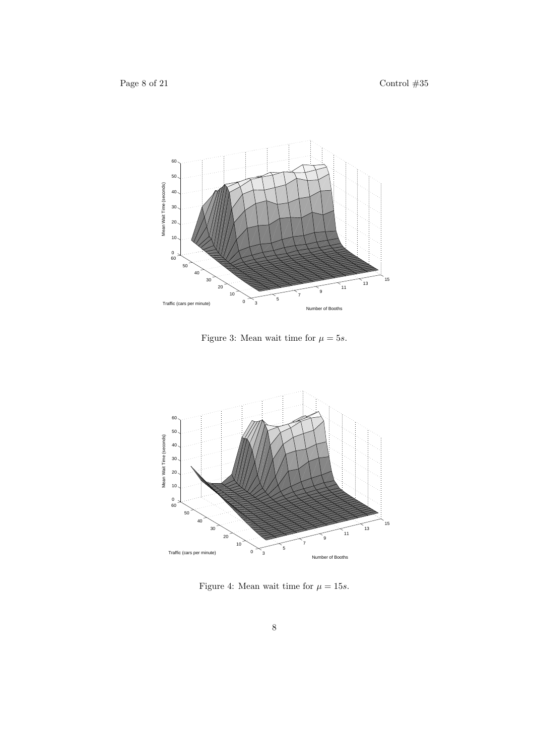Mean Wait Time (seconds)

60
50
40
30
20
10
0

Traffic (cars per minute)

60
50
40
30
20
10
0

Number of Booths

3
5
7
9
11
13
15

Figure 3: Mean wait time for $\mu = 5s$.

Mean Wait Time (seconds)

60
50
40
30
20
10
0

Traffic (cars per minute)

60
50
40
30
20
10
0

Number of Booths

3
5
7
9
11
13
15

Figure 4: Mean wait time for $\mu = 15s$.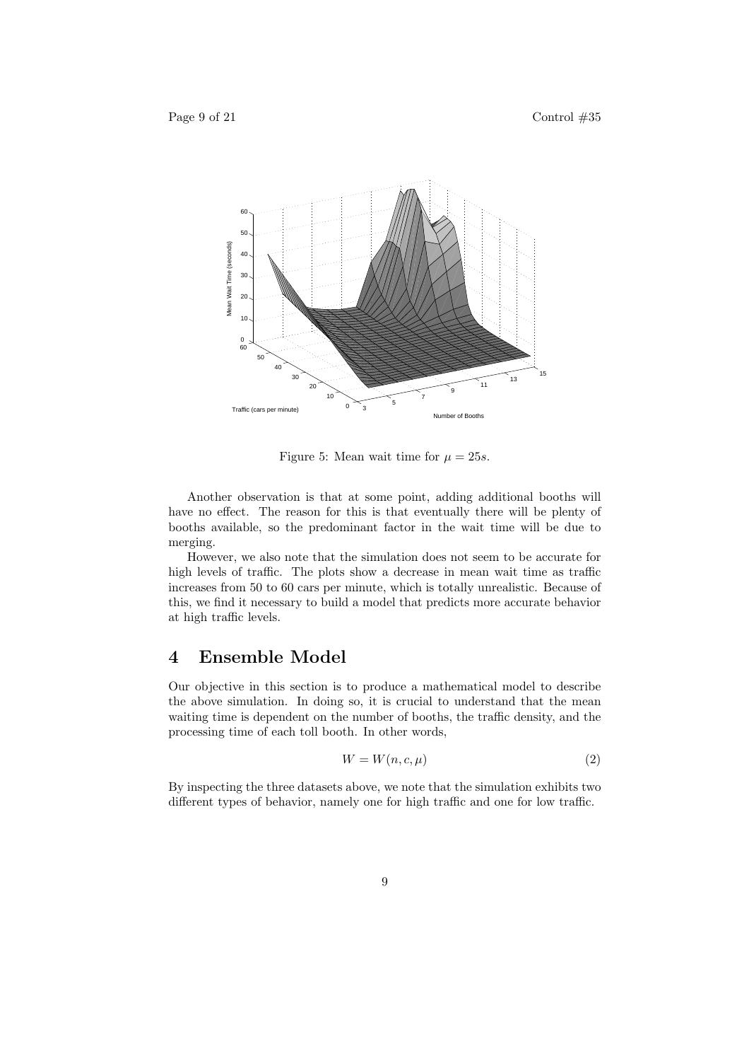Mean Wait Time (seconds)
60
50
40
30
20
10
0
60
50
40
30
20
10
0
Traffic (cars per minute)
3
5
7
9
11
13
15
Number of Booths

Figure 5: Mean wait time for $\mu = 25s$.

Another observation is that at some point, adding additional booths will have no effect. The reason for this is that eventually there will be plenty of booths available, so the predominant factor in the wait time will be due to merging.

However, we also note that the simulation does not seem to be accurate for high levels of traffic. The plots show a decrease in mean wait time as traffic increases from 50 to 60 cars per minute, which is totally unrealistic. Because of this, we find it necessary to build a model that predicts more accurate behavior at high traffic levels.

## 4 Ensemble Model

Our objective in this section is to produce a mathematical model to describe the above simulation. In doing so, it is crucial to understand that the mean waiting time is dependent on the number of booths, the traffic density, and the processing time of each toll booth. In other words,

$$W = W(n, c, \mu) \tag{2}$$

By inspecting the three datasets above, we note that the simulation exhibits two different types of behavior, namely one for high traffic and one for low traffic.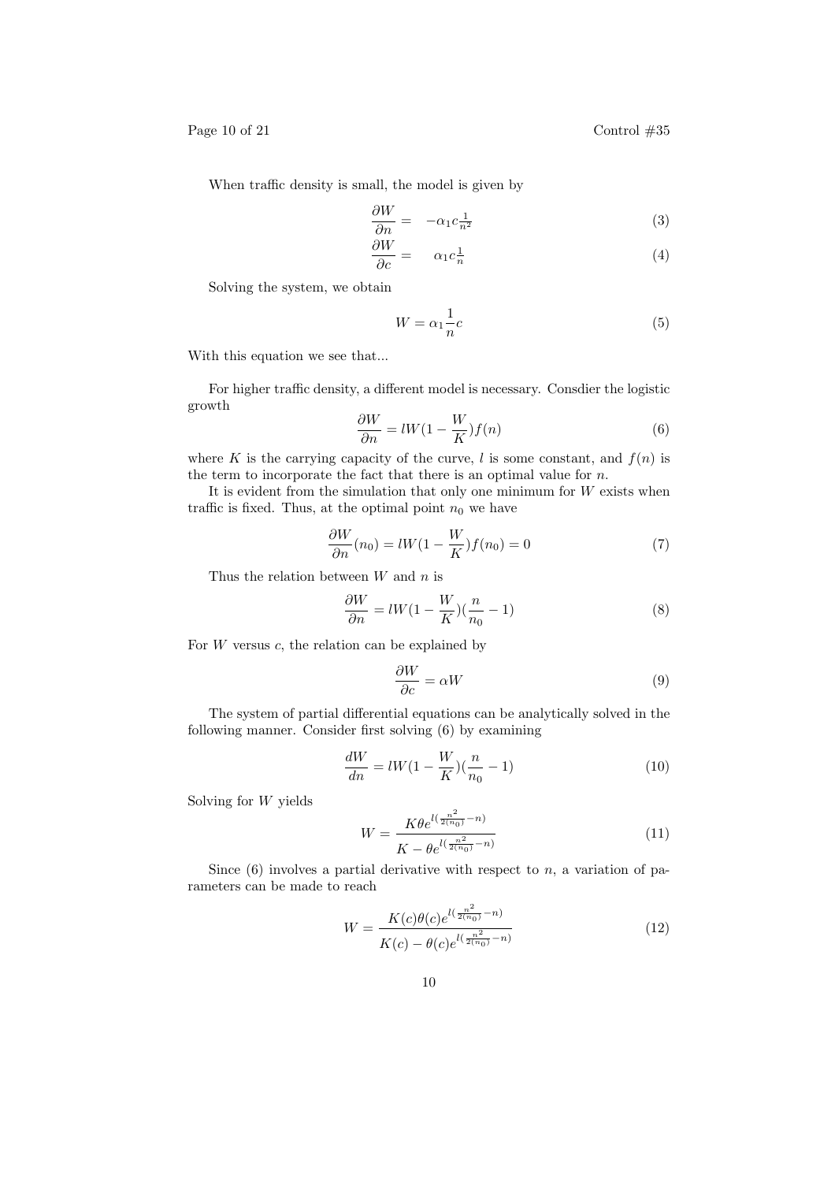When traffic density is small, the model is given by

$$\frac{\partial W}{\partial n} = \quad -\alpha_1 c \tfrac{1}{n^2} \tag{3}$$

$$\frac{\partial W}{\partial c} = \quad \alpha_1 c \tfrac{1}{n} \tag{4}$$

Solving the system, we obtain

$$W = \alpha_1 \frac{1}{n} c \tag{5}$$

With this equation we see that...

For higher traffic density, a different model is necessary. Consdier the logistic growth

$$\frac{\partial W}{\partial n} = lW(1 - \frac{W}{K})f(n) \tag{6}$$

where $K$ is the carrying capacity of the curve, $l$ is some constant, and $f(n)$ is the term to incorporate the fact that there is an optimal value for $n$.

It is evident from the simulation that only one minimum for $W$ exists when traffic is fixed. Thus, at the optimal point $n_0$ we have

$$\frac{\partial W}{\partial n}(n_0) = lW(1 - \frac{W}{K})f(n_0) = 0 \tag{7}$$

Thus the relation between $W$ and $n$ is

$$\frac{\partial W}{\partial n} = lW(1 - \frac{W}{K})(\frac{n}{n_0} - 1) \tag{8}$$

For $W$ versus $c$, the relation can be explained by

$$\frac{\partial W}{\partial c} = \alpha W \tag{9}$$

The system of partial differential equations can be analytically solved in the following manner. Consider first solving (6) by examining

$$\frac{dW}{dn} = lW(1 - \frac{W}{K})(\frac{n}{n_0} - 1) \tag{10}$$

Solving for $W$ yields

$$W = \frac{K\theta e^{l(\frac{n^2}{2(n_0)} - n)}}{K - \theta e^{l(\frac{n^2}{2(n_0)} - n)}} \tag{11}$$

Since (6) involves a partial derivative with respect to $n$, a variation of parameters can be made to reach

$$W = \frac{K(c)\theta(c) e^{l(\frac{n^2}{2(n_0)} - n)}}{K(c) - \theta(c) e^{l(\frac{n^2}{2(n_0)} - n)}} \tag{12}$$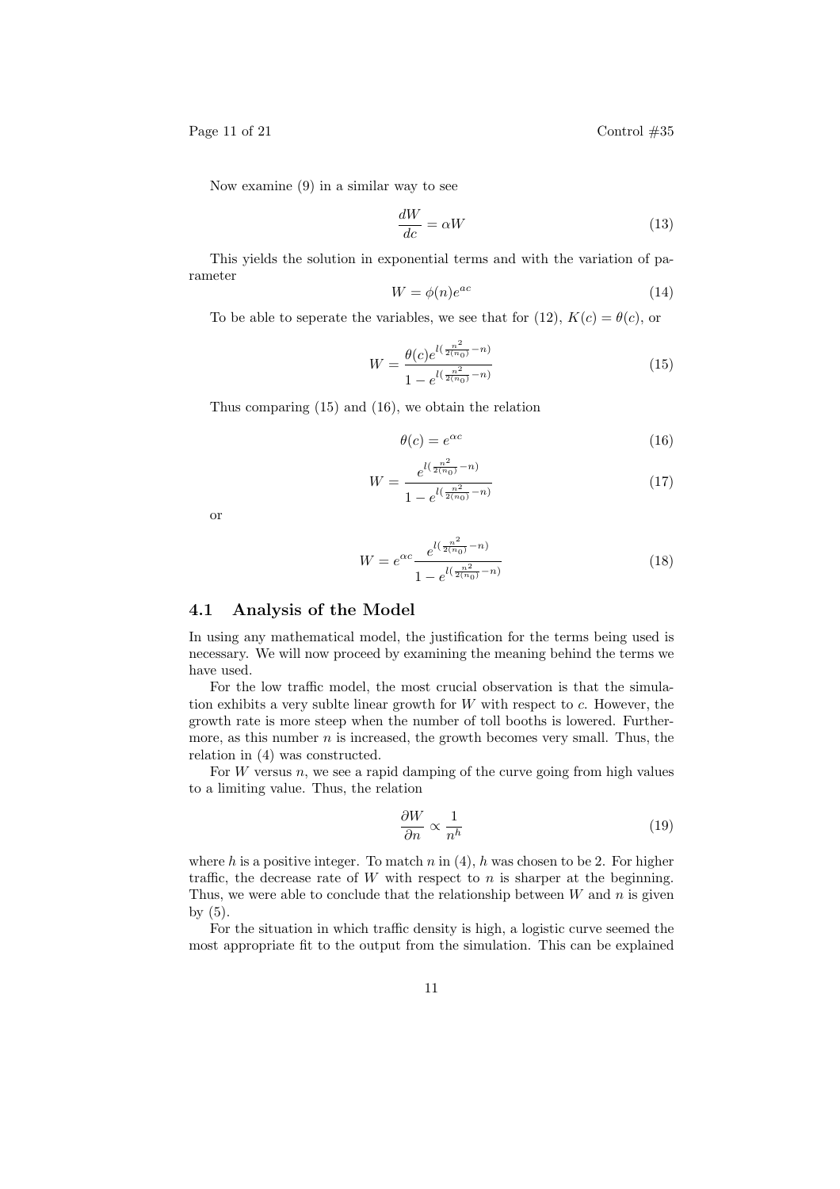Now examine (9) in a similar way to see

$$\frac{dW}{dc} = \alpha W \tag{13}$$

This yields the solution in exponential terms and with the variation of parameter

$$W = \phi(n)e^{ac} \tag{14}$$

To be able to seperate the variables, we see that for (12), $K(c) = \theta(c)$, or

$$W = \frac{\theta(c)e^{l(\frac{n^2}{2(n_0)}-n)}}{1 - e^{l(\frac{n^2}{2(n_0)}-n)}} \tag{15}$$

Thus comparing (15) and (16), we obtain the relation

$$\theta(c) = e^{\alpha c} \tag{16}$$

$$W = \frac{e^{l(\frac{n^2}{2(n_0)}-n)}}{1 - e^{l(\frac{n^2}{2(n_0)}-n)}} \tag{17}$$

or

$$W = e^{\alpha c}\frac{e^{l(\frac{n^2}{2(n_0)}-n)}}{1 - e^{l(\frac{n^2}{2(n_0)}-n)}} \tag{18}$$

## 4.1 Analysis of the Model

In using any mathematical model, the justification for the terms being used is necessary. We will now proceed by examining the meaning behind the terms we have used.

For the low traffic model, the most crucial observation is that the simulation exhibits a very sublte linear growth for $W$ with respect to $c$. However, the growth rate is more steep when the number of toll booths is lowered. Furthermore, as this number $n$ is increased, the growth becomes very small. Thus, the relation in (4) was constructed.

For $W$ versus $n$, we see a rapid damping of the curve going from high values to a limiting value. Thus, the relation

$$\frac{\partial W}{\partial n} \propto \frac{1}{n^h} \tag{19}$$

where $h$ is a positive integer. To match $n$ in (4), $h$ was chosen to be 2. For higher traffic, the decrease rate of $W$ with respect to $n$ is sharper at the beginning. Thus, we were able to conclude that the relationship between $W$ and $n$ is given by (5).

For the situation in which traffic density is high, a logistic curve seemed the most appropriate fit to the output from the simulation. This can be explained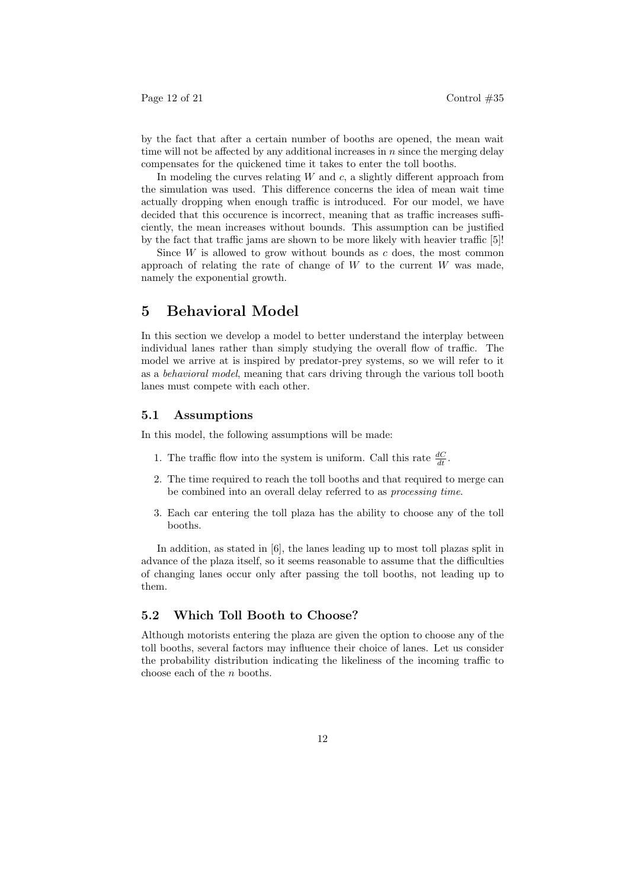by the fact that after a certain number of booths are opened, the mean wait time will not be affected by any additional increases in $n$ since the merging delay compensates for the quickened time it takes to enter the toll booths.

In modeling the curves relating $W$ and $c$, a slightly different approach from the simulation was used. This difference concerns the idea of mean wait time actually dropping when enough traffic is introduced. For our model, we have decided that this occurence is incorrect, meaning that as traffic increases sufficiently, the mean increases without bounds. This assumption can be justified by the fact that traffic jams are shown to be more likely with heavier traffic [5]!

Since $W$ is allowed to grow without bounds as $c$ does, the most common approach of relating the rate of change of $W$ to the current $W$ was made, namely the exponential growth.

# 5 Behavioral Model

In this section we develop a model to better understand the interplay between individual lanes rather than simply studying the overall flow of traffic. The model we arrive at is inspired by predator-prey systems, so we will refer to it as a *behavioral model*, meaning that cars driving through the various toll booth lanes must compete with each other.

## 5.1 Assumptions

In this model, the following assumptions will be made:

1. The traffic flow into the system is uniform. Call this rate $\frac{dC}{dt}$.
2. The time required to reach the toll booths and that required to merge can be combined into an overall delay referred to as *processing time*.
3. Each car entering the toll plaza has the ability to choose any of the toll booths.

In addition, as stated in [6], the lanes leading up to most toll plazas split in advance of the plaza itself, so it seems reasonable to assume that the difficulties of changing lanes occur only after passing the toll booths, not leading up to them.

## 5.2 Which Toll Booth to Choose?

Although motorists entering the plaza are given the option to choose any of the toll booths, several factors may influence their choice of lanes. Let us consider the probability distribution indicating the likeliness of the incoming traffic to choose each of the $n$ booths.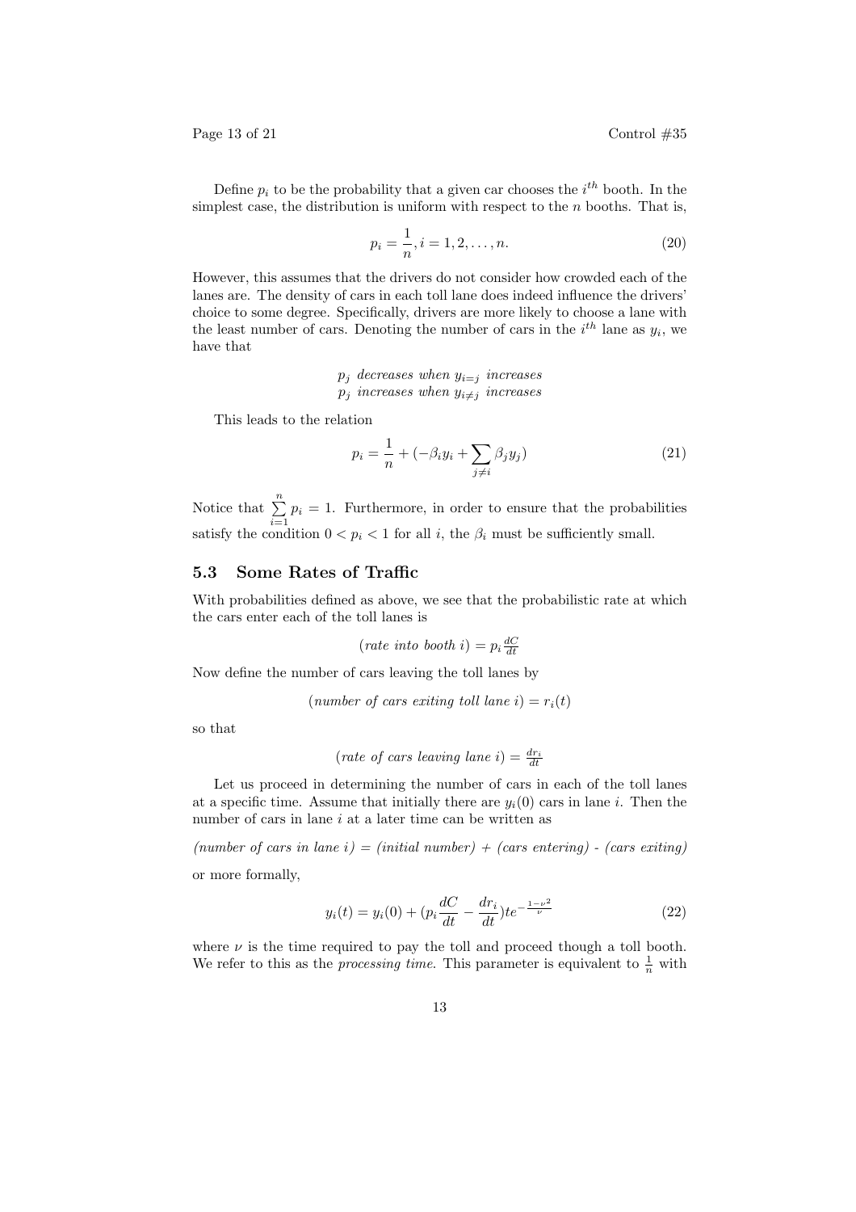Define $p_i$ to be the probability that a given car chooses the $i^{th}$ booth. In the simplest case, the distribution is uniform with respect to the $n$ booths. That is,

$$p_i = \frac{1}{n}, i = 1, 2, \ldots, n. \tag{20}$$

However, this assumes that the drivers do not consider how crowded each of the lanes are. The density of cars in each toll lane does indeed influence the drivers' choice to some degree. Specifically, drivers are more likely to choose a lane with the least number of cars. Denoting the number of cars in the $i^{th}$ lane as $y_i$, we have that

*$p_j$ decreases when $y_{i=j}$ increases*
*$p_j$ increases when $y_{i \neq j}$ increases*

This leads to the relation

$$p_i = \frac{1}{n} + (-\beta_i y_i + \sum_{j \neq i} \beta_j y_j) \tag{21}$$

Notice that $\sum_{i=1}^{n} p_i = 1$. Furthermore, in order to ensure that the probabilities satisfy the condition $0 < p_i < 1$ for all $i$, the $\beta_i$ must be sufficiently small.

### 5.3 Some Rates of Traffic

With probabilities defined as above, we see that the probabilistic rate at which the cars enter each of the toll lanes is

$$(\textit{rate into booth } i) = p_i \tfrac{dC}{dt}$$

Now define the number of cars leaving the toll lanes by

$$(\textit{number of cars exiting toll lane } i) = r_i(t)$$

so that

$$(\textit{rate of cars leaving lane } i) = \tfrac{dr_i}{dt}$$

Let us proceed in determining the number of cars in each of the toll lanes at a specific time. Assume that initially there are $y_i(0)$ cars in lane $i$. Then the number of cars in lane $i$ at a later time can be written as

*(number of cars in lane i) = (initial number) + (cars entering) - (cars exiting)*

or more formally,

$$y_i(t) = y_i(0) + (p_i \frac{dC}{dt} - \frac{dr_i}{dt}) t e^{-\frac{1-\nu^2}{\nu}} \tag{22}$$

where $\nu$ is the time required to pay the toll and proceed though a toll booth. We refer to this as the *processing time*. This parameter is equivalent to $\frac{1}{n}$ with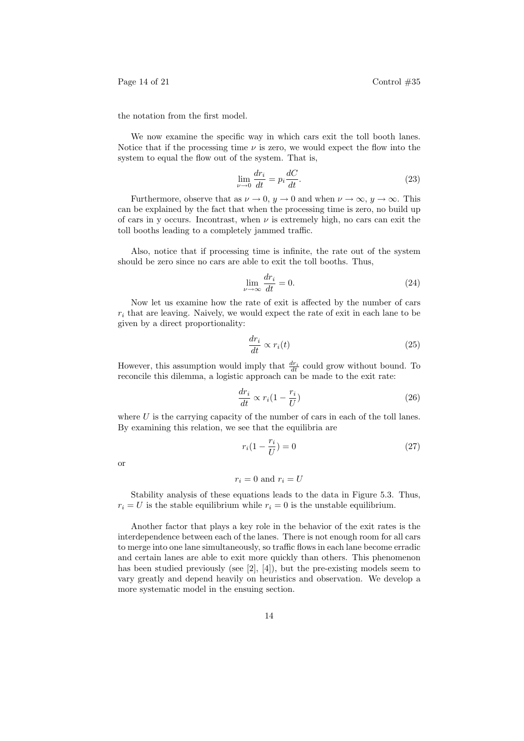the notation from the first model.

We now examine the specific way in which cars exit the toll booth lanes. Notice that if the processing time $\nu$ is zero, we would expect the flow into the system to equal the flow out of the system. That is,

$$\lim_{\nu \to 0} \frac{dr_i}{dt} = p_i \frac{dC}{dt}. \tag{23}$$

Furthermore, observe that as $\nu \to 0$, $y \to 0$ and when $\nu \to \infty$, $y \to \infty$. This can be explained by the fact that when the processing time is zero, no build up of cars in y occurs. Incontrast, when $\nu$ is extremely high, no cars can exit the toll booths leading to a completely jammed traffic.

Also, notice that if processing time is infinite, the rate out of the system should be zero since no cars are able to exit the toll booths. Thus,

$$\lim_{\nu \to \infty} \frac{dr_i}{dt} = 0. \tag{24}$$

Now let us examine how the rate of exit is affected by the number of cars $r_i$ that are leaving. Naively, we would expect the rate of exit in each lane to be given by a direct proportionality:

$$\frac{dr_i}{dt} \propto r_i(t) \tag{25}$$

However, this assumption would imply that $\frac{dr_i}{dt}$ could grow without bound. To reconcile this dilemma, a logistic approach can be made to the exit rate:

$$\frac{dr_i}{dt} \propto r_i(1 - \frac{r_i}{U}) \tag{26}$$

where $U$ is the carrying capacity of the number of cars in each of the toll lanes. By examining this relation, we see that the equilibria are

$$r_i(1 - \frac{r_i}{U}) = 0 \tag{27}$$

or

$$r_i = 0 \text{ and } r_i = U$$

Stability analysis of these equations leads to the data in Figure 5.3. Thus, $r_i = U$ is the stable equilibrium while $r_i = 0$ is the unstable equilibrium.

Another factor that plays a key role in the behavior of the exit rates is the interdependence between each of the lanes. There is not enough room for all cars to merge into one lane simultaneously, so traffic flows in each lane become erradic and certain lanes are able to exit more quickly than others. This phenomenon has been studied previously (see [2], [4]), but the pre-existing models seem to vary greatly and depend heavily on heuristics and observation. We develop a more systematic model in the ensuing section.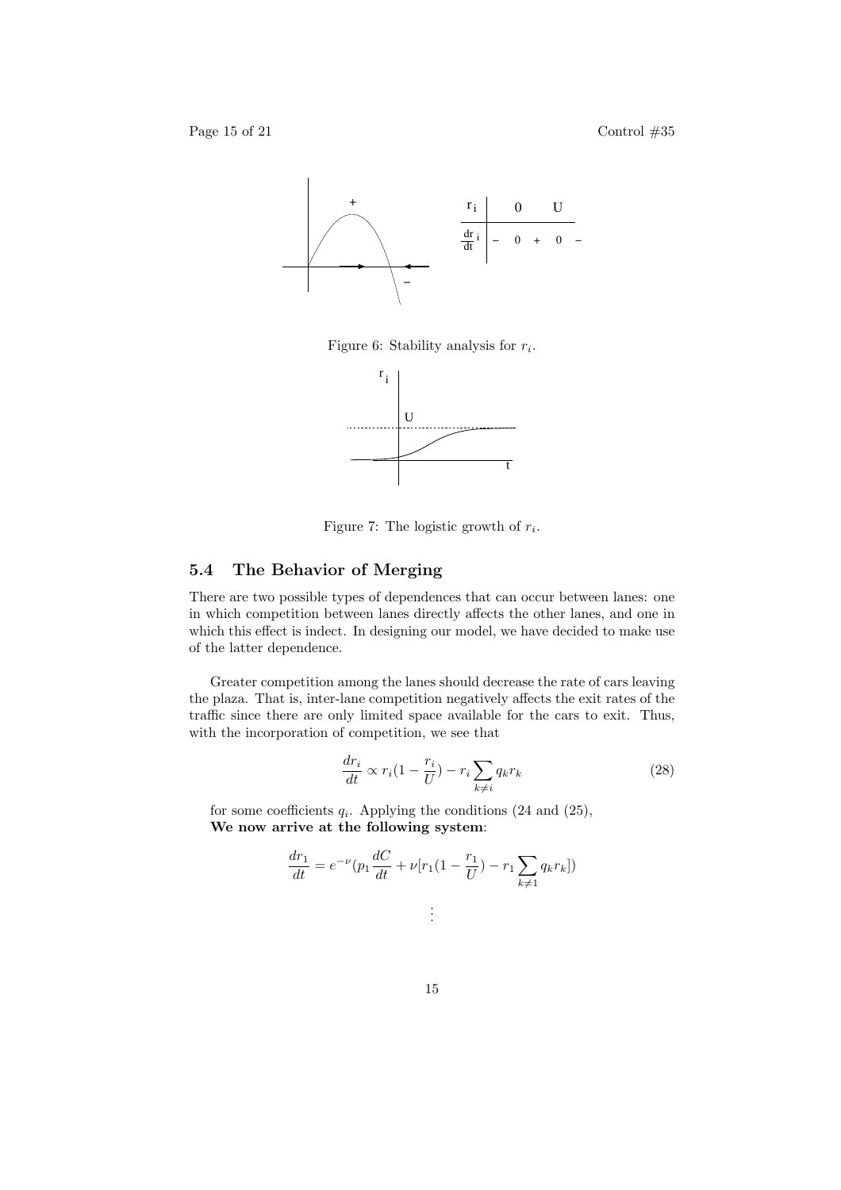+

−

| $r_i$ | | 0 | | U | |
|---|---|---|---|---|---|
| $\frac{dr_i}{dt}$ | − | 0 | + | 0 | − |

Figure 6: Stability analysis for $r_i$.

$r_i$

U

t

Figure 7: The logistic growth of $r_i$.

### 5.4 The Behavior of Merging

There are two possible types of dependences that can occur between lanes: one in which competition between lanes directly affects the other lanes, and one in which this effect is indect. In designing our model, we have decided to make use of the latter dependence.

Greater competition among the lanes should decrease the rate of cars leaving the plaza. That is, inter-lane competition negatively affects the exit rates of the traffic since there are only limited space available for the cars to exit. Thus, with the incorporation of competition, we see that

$$\frac{dr_i}{dt} \propto r_i(1 - \frac{r_i}{U}) - r_i \sum_{k \neq i} q_k r_k \tag{28}$$

for some coefficients $q_i$. Applying the conditions (24 and (25),
**We now arrive at the following system**:

$$\frac{dr_1}{dt} = e^{-\nu}(p_1 \frac{dC}{dt} + \nu[r_1(1 - \frac{r_1}{U}) - r_1 \sum_{k \neq 1} q_k r_k])$$

$$\vdots$$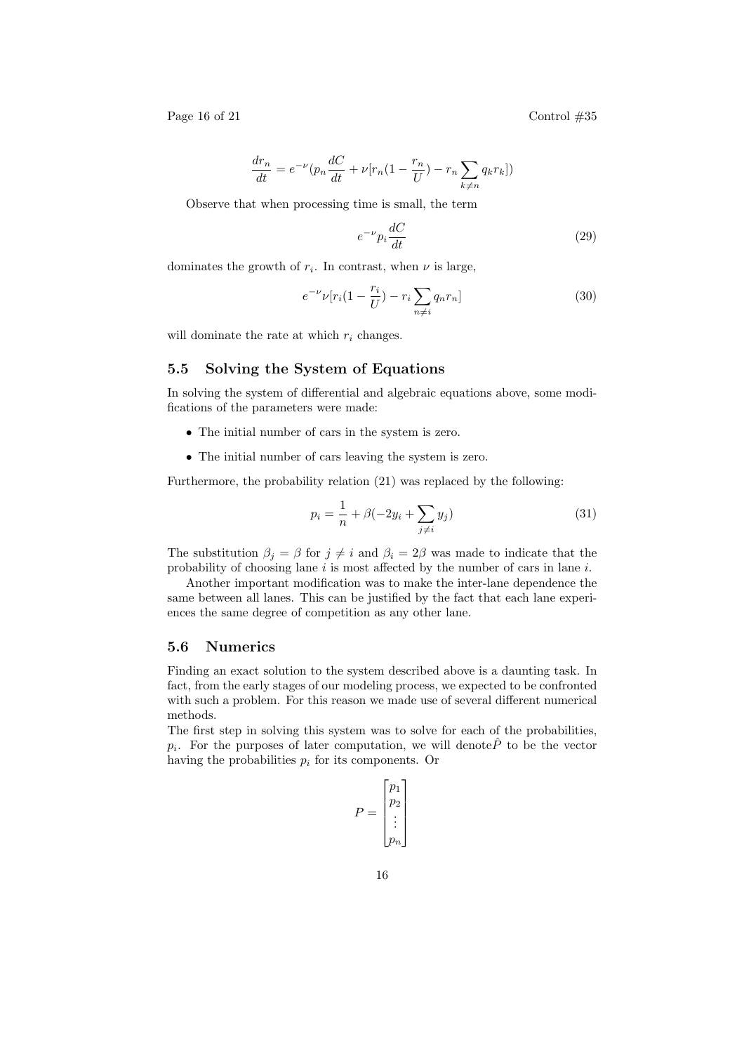$$\frac{dr_n}{dt} = e^{-\nu}(p_n \frac{dC}{dt} + \nu[r_n(1 - \frac{r_n}{U}) - r_n \sum_{k \neq n} q_k r_k])$$

Observe that when processing time is small, the term

$$e^{-\nu} p_i \frac{dC}{dt} \tag{29}$$

dominates the growth of $r_i$. In contrast, when $\nu$ is large,

$$e^{-\nu} \nu[r_i(1 - \frac{r_i}{U}) - r_i \sum_{n \neq i} q_n r_n] \tag{30}$$

will dominate the rate at which $r_i$ changes.

### 5.5 Solving the System of Equations

In solving the system of differential and algebraic equations above, some modifications of the parameters were made:

- The initial number of cars in the system is zero.
- The initial number of cars leaving the system is zero.

Furthermore, the probability relation (21) was replaced by the following:

$$p_i = \frac{1}{n} + \beta(-2y_i + \sum_{j \neq i} y_j) \tag{31}$$

The substitution $\beta_j = \beta$ for $j \neq i$ and $\beta_i = 2\beta$ was made to indicate that the probability of choosing lane $i$ is most affected by the number of cars in lane $i$.

Another important modification was to make the inter-lane dependence the same between all lanes. This can be justified by the fact that each lane experiences the same degree of competition as any other lane.

### 5.6 Numerics

Finding an exact solution to the system described above is a daunting task. In fact, from the early stages of our modeling process, we expected to be confronted with such a problem. For this reason we made use of several different numerical methods.

The first step in solving this system was to solve for each of the probabilities, $p_i$. For the purposes of later computation, we will denote$\hat{P}$ to be the vector having the probabilities $p_i$ for its components. Or

$$P = \begin{bmatrix} p_1 \\ p_2 \\ \vdots \\ p_n \end{bmatrix}$$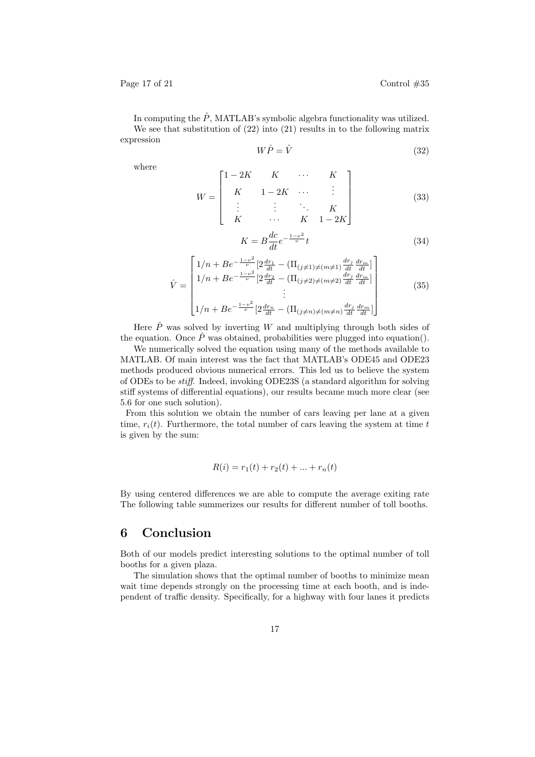In computing the $\hat{P}$, MATLAB's symbolic algebra functionality was utilized.

We see that substitution of (22) into (21) results in to the following matrix expression

$$W\hat{P} = \hat{V} \tag{32}$$

where

$$W = \begin{bmatrix} 1-2K & K & \cdots & K \\ K & 1-2K & \cdots & \vdots \\ \vdots & \vdots & \ddots & K \\ K & \cdots & K & 1-2K \end{bmatrix} \tag{33}$$

$$K = B\frac{dc}{dt}e^{-\frac{1-\nu^2}{\nu}}t \tag{34}$$

$$\hat{V} = \begin{bmatrix} 1/n + Be^{-\frac{1-\nu^2}{\nu}}[2\frac{dr_1}{dt} - (\Pi_{(j\neq 1)\neq(m\neq 1)}\frac{dr_j}{dt}\frac{dr_m}{dt}] \\ 1/n + Be^{-\frac{1-\nu^2}{\nu}}[2\frac{dr_2}{dt} - (\Pi_{(j\neq 2)\neq(m\neq 2)}\frac{dr_j}{dt}\frac{dr_m}{dt}] \\ \vdots \\ 1/n + Be^{-\frac{1-\nu^2}{\nu}}[2\frac{dr_n}{dt} - (\Pi_{(j\neq n)\neq(m\neq n)}\frac{dr_j}{dt}\frac{dr_m}{dt}] \end{bmatrix} \tag{35}$$

Here $\hat{P}$ was solved by inverting $W$ and multiplying through both sides of the equation. Once $\hat{P}$ was obtained, probabilities were plugged into equation().

We numerically solved the equation using many of the methods available to MATLAB. Of main interest was the fact that MATLAB's ODE45 and ODE23 methods produced obvious numerical errors. This led us to believe the system of ODEs to be *stiff*. Indeed, invoking ODE23S (a standard algorithm for solving stiff systems of differential equations), our results became much more clear (see 5.6 for one such solution).

From this solution we obtain the number of cars leaving per lane at a given time, $r_i(t)$. Furthermore, the total number of cars leaving the system at time $t$ is given by the sum:

$$R(i) = r_1(t) + r_2(t) + ... + r_n(t)$$

By using centered differences we are able to compute the average exiting rate The following table summerizes our results for different number of toll booths.

## 6 Conclusion

Both of our models predict interesting solutions to the optimal number of toll booths for a given plaza.

The simulation shows that the optimal number of booths to minimize mean wait time depends strongly on the processing time at each booth, and is independent of traffic density. Specifically, for a highway with four lanes it predicts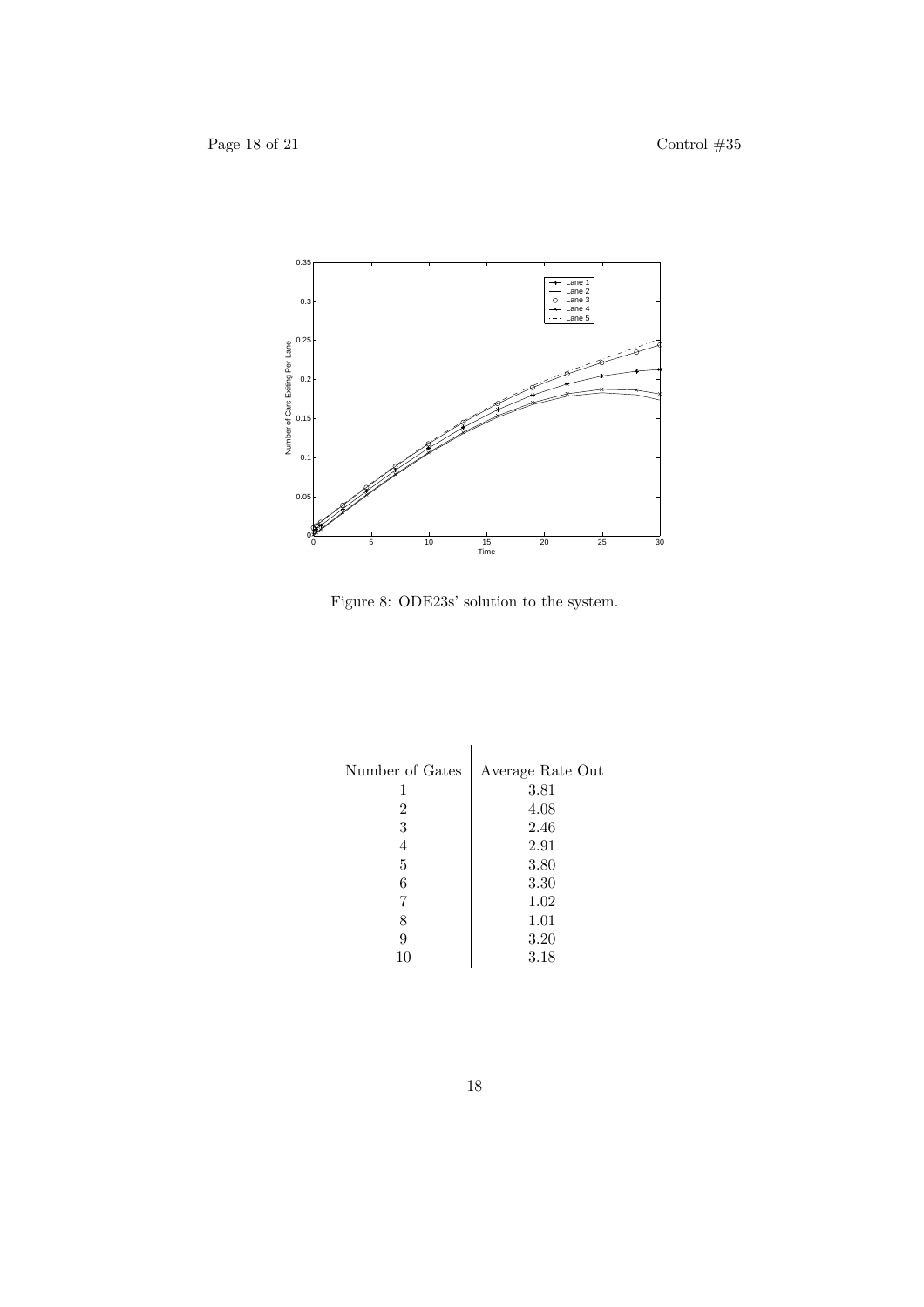0.35
0.3
0.25
0.2
0.15
0.1
0.05
0

Number of Cars Exiting Per Lane

0 5 10 15 20 25 30

Time

Lane 1
Lane 2
Lane 3
Lane 4
Lane 5

Figure 8: ODE23s' solution to the system.

| Number of Gates | Average Rate Out |
|---|---|
| 1 | 3.81 |
| 2 | 4.08 |
| 3 | 2.46 |
| 4 | 2.91 |
| 5 | 3.80 |
| 6 | 3.30 |
| 7 | 1.02 |
| 8 | 1.01 |
| 9 | 3.20 |
| 10 | 3.18 |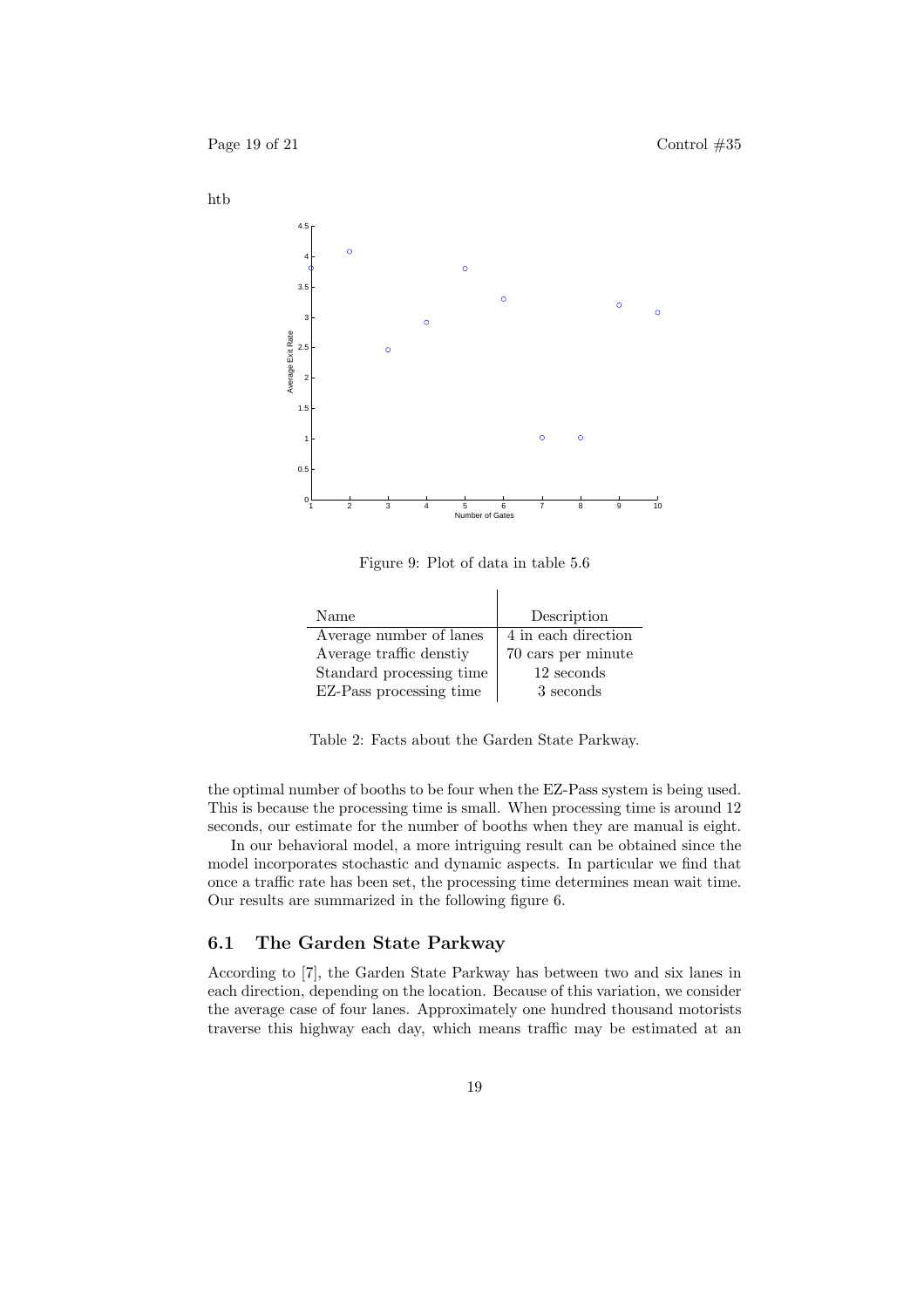htb

Average Exit Rate

4.5
4
3.5
3
2.5
2
1.5
1
0.5
0

1 2 3 4 5 6 7 8 9 10

Number of Gates

Figure 9: Plot of data in table 5.6

| Name | Description |
| --- | --- |
| Average number of lanes | 4 in each direction |
| Average traffic denstiy | 70 cars per minute |
| Standard processing time | 12 seconds |
| EZ-Pass processing time | 3 seconds |

Table 2: Facts about the Garden State Parkway.

the optimal number of booths to be four when the EZ-Pass system is being used. This is because the processing time is small. When processing time is around 12 seconds, our estimate for the number of booths when they are manual is eight.

In our behavioral model, a more intriguing result can be obtained since the model incorporates stochastic and dynamic aspects. In particular we find that once a traffic rate has been set, the processing time determines mean wait time. Our results are summarized in the following figure 6.

## 6.1 The Garden State Parkway

According to [7], the Garden State Parkway has between two and six lanes in each direction, depending on the location. Because of this variation, we consider the average case of four lanes. Approximately one hundred thousand motorists traverse this highway each day, which means traffic may be estimated at an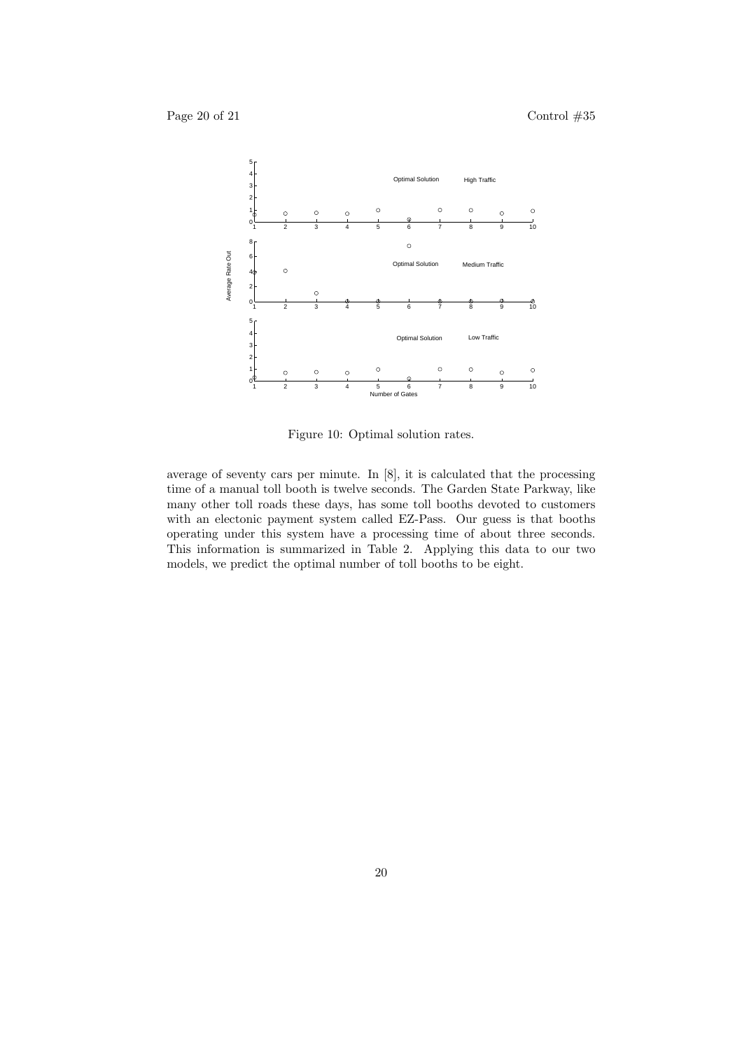5
4
3
2
1
0

Optimal Solution High Traffic

1 2 3 4 5 6 7 8 9 10

8
6
4
2
0

Optimal Solution Medium Traffic

1 2 3 4 5 6 7 8 9 10

5
4
3
2
1
0

Optimal Solution Low Traffic

1 2 3 4 5 6 7 8 9 10

Average Rate Out

Number of Gates

Figure 10: Optimal solution rates.

average of seventy cars per minute. In [8], it is calculated that the processing time of a manual toll booth is twelve seconds. The Garden State Parkway, like many other toll roads these days, has some toll booths devoted to customers with an electonic payment system called EZ-Pass. Our guess is that booths operating under this system have a processing time of about three seconds. This information is summarized in Table 2. Applying this data to our two models, we predict the optimal number of toll booths to be eight.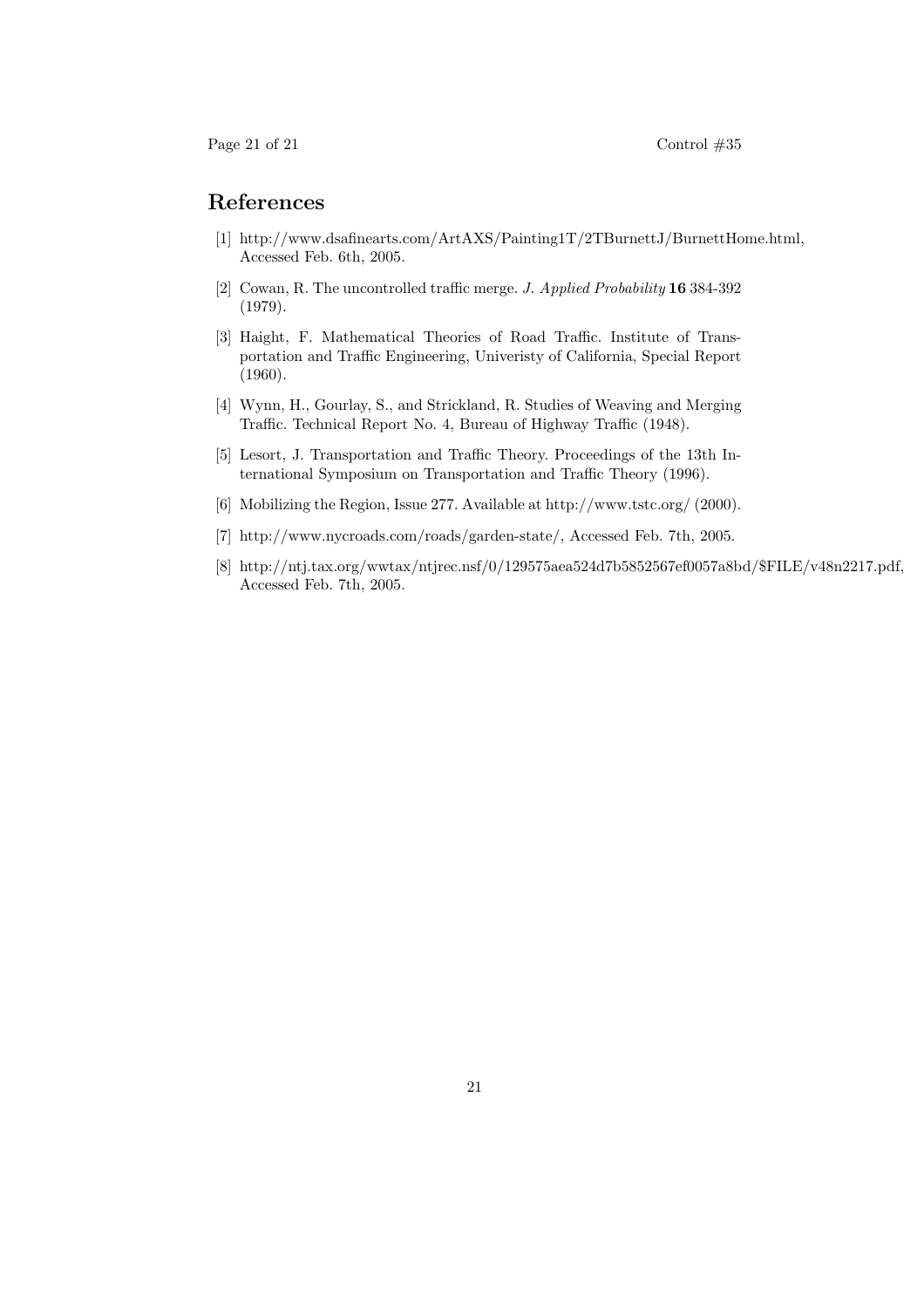## References

[1] http://www.dsafinearts.com/ArtAXS/Painting1T/2TBurnettJ/BurnettHome.html, Accessed Feb. 6th, 2005.

[2] Cowan, R. The uncontrolled traffic merge. *J. Applied Probability* **16** 384-392 (1979).

[3] Haight, F. Mathematical Theories of Road Traffic. Institute of Transportation and Traffic Engineering, Univeristy of California, Special Report (1960).

[4] Wynn, H., Gourlay, S., and Strickland, R. Studies of Weaving and Merging Traffic. Technical Report No. 4, Bureau of Highway Traffic (1948).

[5] Lesort, J. Transportation and Traffic Theory. Proceedings of the 13th International Symposium on Transportation and Traffic Theory (1996).

[6] Mobilizing the Region, Issue 277. Available at http://www.tstc.org/ (2000).

[7] http://www.nycroads.com/roads/garden-state/, Accessed Feb. 7th, 2005.

[8] http://ntj.tax.org/wwtax/ntjrec.nsf/0/129575aea524d7b5852567ef0057a8bd/$FILE/v48n2217.pdf, Accessed Feb. 7th, 2005.